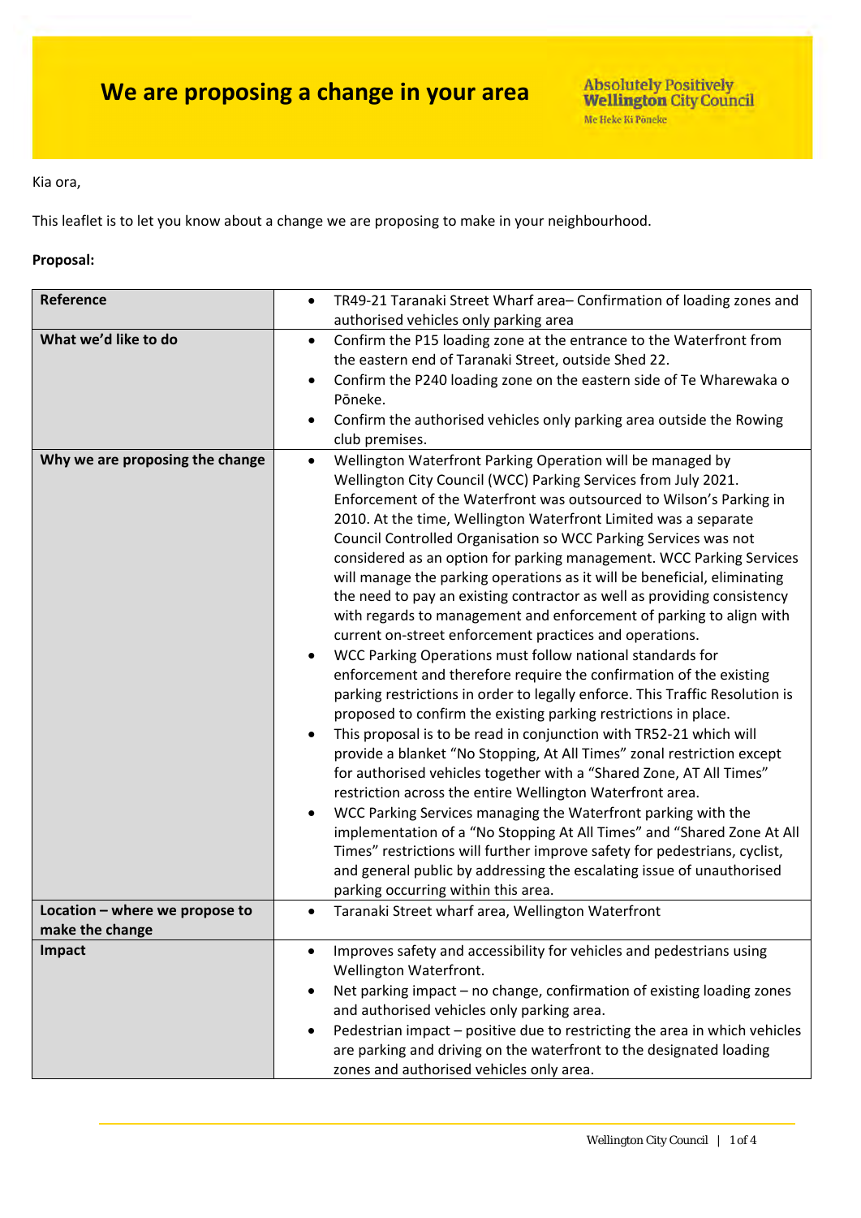# We are proposing a change in your area

Absolutely Positively **Wellington** City Council
Me Heke Ki Pōneke

Kia ora,

This leaflet is to let you know about a change we are proposing to make in your neighbourhood.

**Proposal:**

| **Reference** | • TR49-21 Taranaki Street Wharf area– Confirmation of loading zones and authorised vehicles only parking area |
|---|---|
| **What we'd like to do** | • Confirm the P15 loading zone at the entrance to the Waterfront from the eastern end of Taranaki Street, outside Shed 22.<br>• Confirm the P240 loading zone on the eastern side of Te Wharewaka o Pōneke.<br>• Confirm the authorised vehicles only parking area outside the Rowing club premises. |
| **Why we are proposing the change** | • Wellington Waterfront Parking Operation will be managed by Wellington City Council (WCC) Parking Services from July 2021. Enforcement of the Waterfront was outsourced to Wilson's Parking in 2010. At the time, Wellington Waterfront Limited was a separate Council Controlled Organisation so WCC Parking Services was not considered as an option for parking management. WCC Parking Services will manage the parking operations as it will be beneficial, eliminating the need to pay an existing contractor as well as providing consistency with regards to management and enforcement of parking to align with current on-street enforcement practices and operations.<br>• WCC Parking Operations must follow national standards for enforcement and therefore require the confirmation of the existing parking restrictions in order to legally enforce. This Traffic Resolution is proposed to confirm the existing parking restrictions in place.<br>• This proposal is to be read in conjunction with TR52-21 which will provide a blanket "No Stopping, At All Times" zonal restriction except for authorised vehicles together with a "Shared Zone, AT All Times" restriction across the entire Wellington Waterfront area.<br>• WCC Parking Services managing the Waterfront parking with the implementation of a "No Stopping At All Times" and "Shared Zone At All Times" restrictions will further improve safety for pedestrians, cyclist, and general public by addressing the escalating issue of unauthorised parking occurring within this area. |
| **Location – where we propose to make the change** | • Taranaki Street wharf area, Wellington Waterfront |
| **Impact** | • Improves safety and accessibility for vehicles and pedestrians using Wellington Waterfront.<br>• Net parking impact – no change, confirmation of existing loading zones and authorised vehicles only parking area.<br>• Pedestrian impact – positive due to restricting the area in which vehicles are parking and driving on the waterfront to the designated loading zones and authorised vehicles only area. |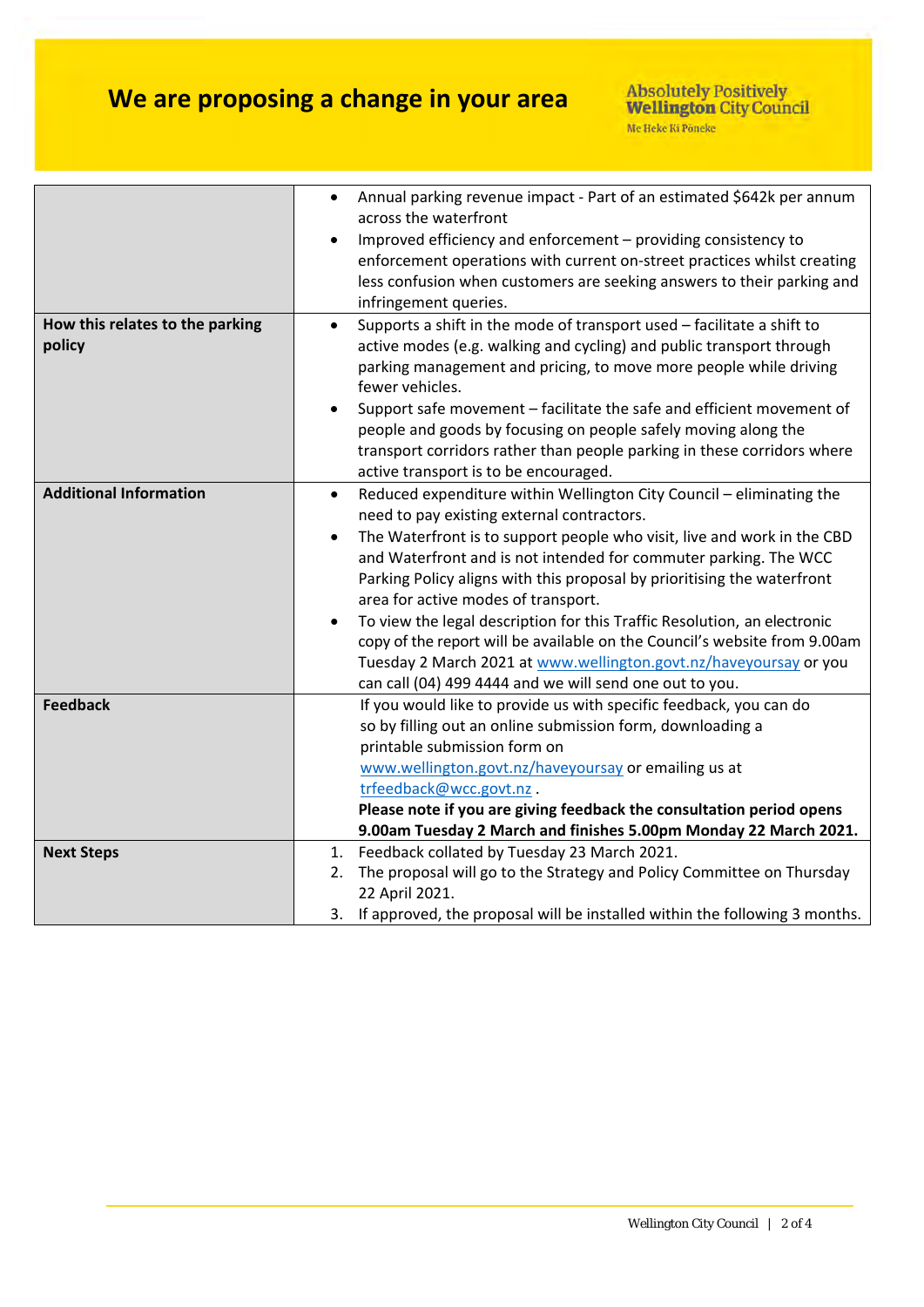# We are proposing a change in your area

Absolutely Positively **Wellington** City Council
Me Heke Ki Pōneke

| | |
|---|---|
| | • Annual parking revenue impact - Part of an estimated $642k per annum across the waterfront<br>• Improved efficiency and enforcement – providing consistency to enforcement operations with current on-street practices whilst creating less confusion when customers are seeking answers to their parking and infringement queries. |
| **How this relates to the parking policy** | • Supports a shift in the mode of transport used – facilitate a shift to active modes (e.g. walking and cycling) and public transport through parking management and pricing, to move more people while driving fewer vehicles.<br>• Support safe movement – facilitate the safe and efficient movement of people and goods by focusing on people safely moving along the transport corridors rather than people parking in these corridors where active transport is to be encouraged. |
| **Additional Information** | • Reduced expenditure within Wellington City Council – eliminating the need to pay existing external contractors.<br>• The Waterfront is to support people who visit, live and work in the CBD and Waterfront and is not intended for commuter parking. The WCC Parking Policy aligns with this proposal by prioritising the waterfront area for active modes of transport.<br>• To view the legal description for this Traffic Resolution, an electronic copy of the report will be available on the Council's website from 9.00am Tuesday 2 March 2021 at www.wellington.govt.nz/haveyoursay or you can call (04) 499 4444 and we will send one out to you. |
| **Feedback** | If you would like to provide us with specific feedback, you can do so by filling out an online submission form, downloading a printable submission form on www.wellington.govt.nz/haveyoursay or emailing us at trfeedback@wcc.govt.nz .<br>**Please note if you are giving feedback the consultation period opens 9.00am Tuesday 2 March and finishes 5.00pm Monday 22 March 2021.** |
| **Next Steps** | 1. Feedback collated by Tuesday 23 March 2021.<br>2. The proposal will go to the Strategy and Policy Committee on Thursday 22 April 2021.<br>3. If approved, the proposal will be installed within the following 3 months. |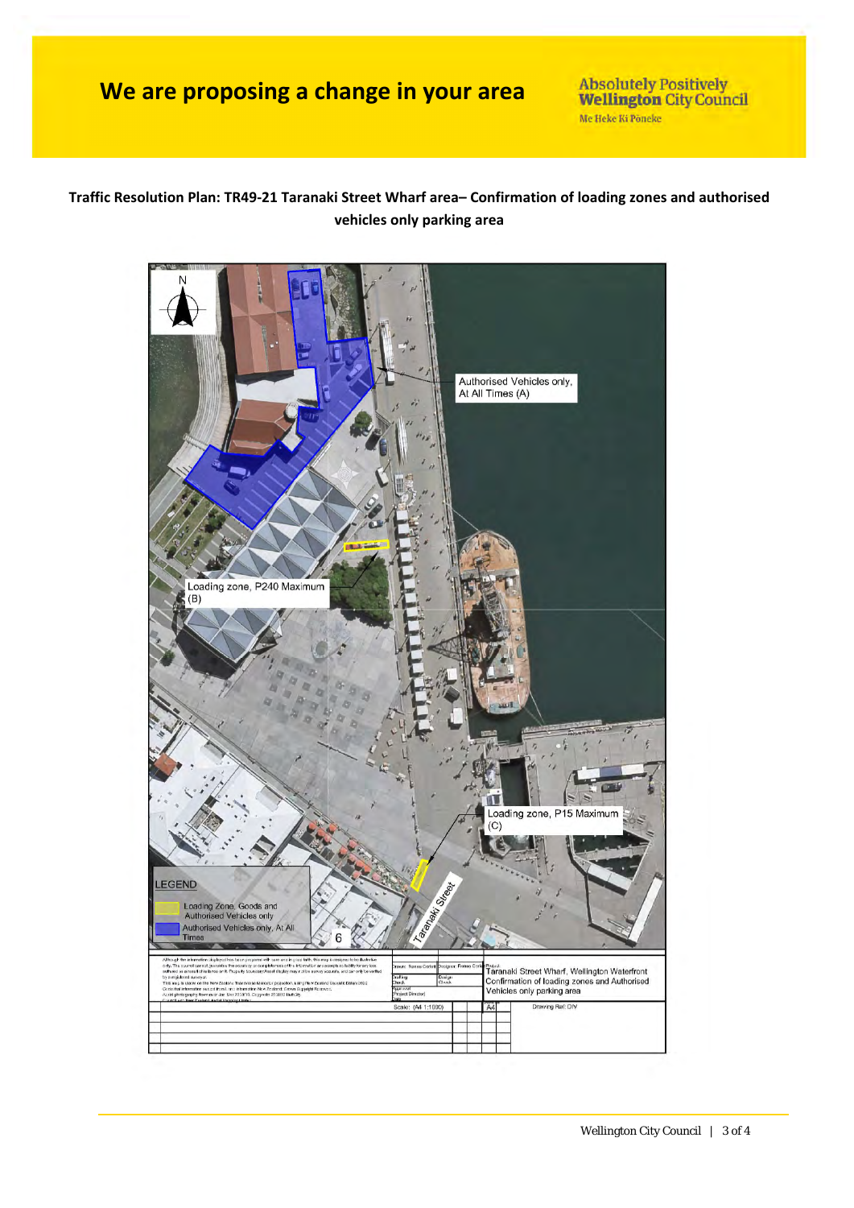# We are proposing a change in your area

Absolutely Positively **Wellington** City Council

Me Heke Ki Pōneke

**Traffic Resolution Plan: TR49-21 Taranaki Street Wharf area– Confirmation of loading zones and authorised vehicles only parking area**

Authorised Vehicles only, At All Times (A)

Loading zone, P240 Maximum (B)

Loading zone, P15 Maximum (C)

Taranaki Street

LEGEND

- Loading Zone, Goods and Authorised Vehicles only
- Authorised Vehicles only, At All Times

Project: Taranaki Street Wharf, Wellington Waterfront — Confirmation of loading zones and Authorised Vehicles only parking area

Scale: (A4 1:1000)

Drawing Ref: DIV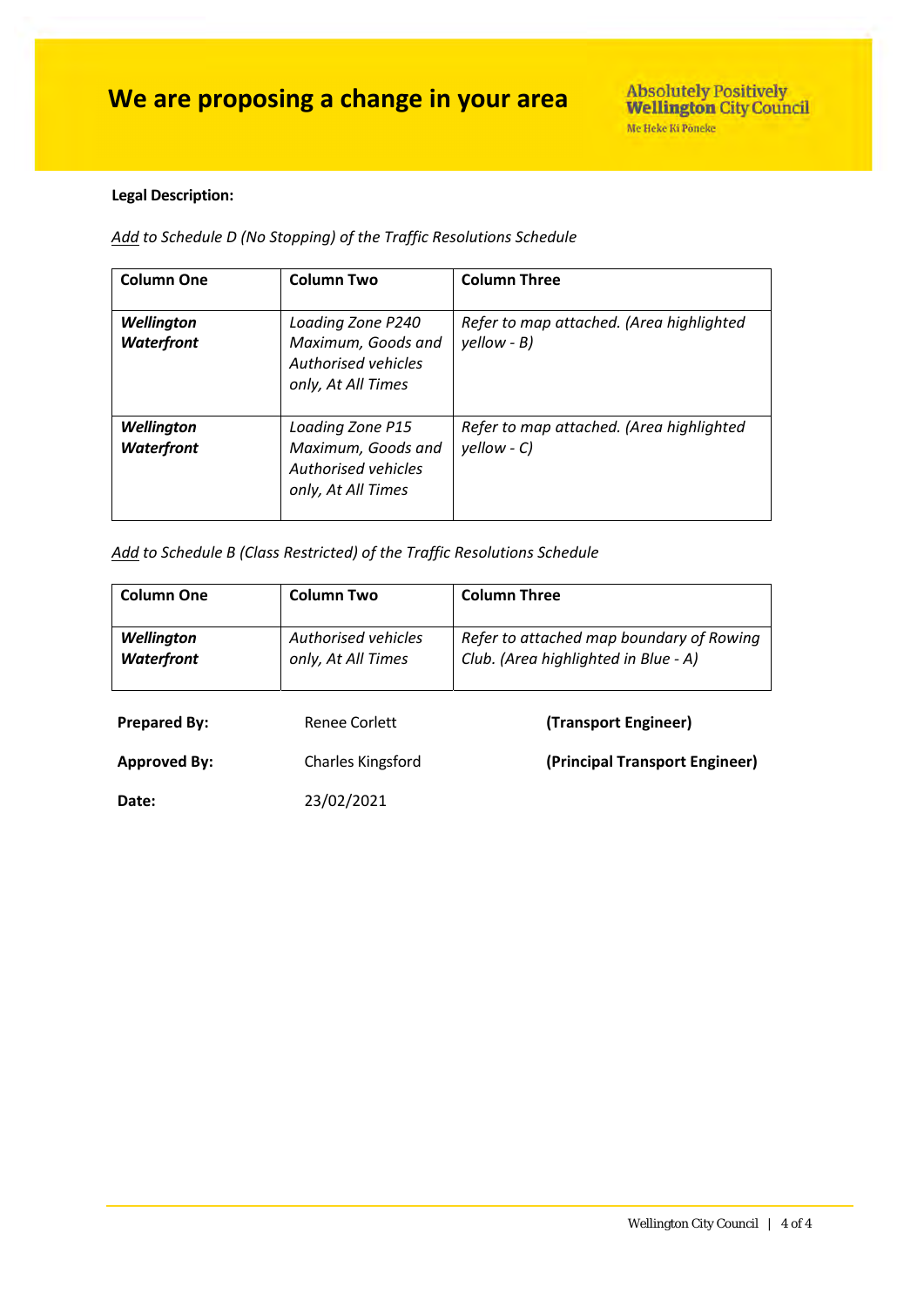# We are proposing a change in your area

**Legal Description:**

*<u>Add</u> to Schedule D (No Stopping) of the Traffic Resolutions Schedule*

| Column One | Column Two | Column Three |
| --- | --- | --- |
| ***Wellington Waterfront*** | *Loading Zone P240 Maximum, Goods and Authorised vehicles only, At All Times* | *Refer to map attached. (Area highlighted yellow - B)* |
| ***Wellington Waterfront*** | *Loading Zone P15 Maximum, Goods and Authorised vehicles only, At All Times* | *Refer to map attached. (Area highlighted yellow - C)* |

*<u>Add</u> to Schedule B (Class Restricted) of the Traffic Resolutions Schedule*

| Column One | Column Two | Column Three |
| --- | --- | --- |
| ***Wellington Waterfront*** | *Authorised vehicles only, At All Times* | *Refer to attached map boundary of Rowing Club. (Area highlighted in Blue - A)* |

| | | |
| --- | --- | --- |
| **Prepared By:** | Renee Corlett | **(Transport Engineer)** |
| **Approved By:** | Charles Kingsford | **(Principal Transport Engineer)** |
| **Date:** | 23/02/2021 | |